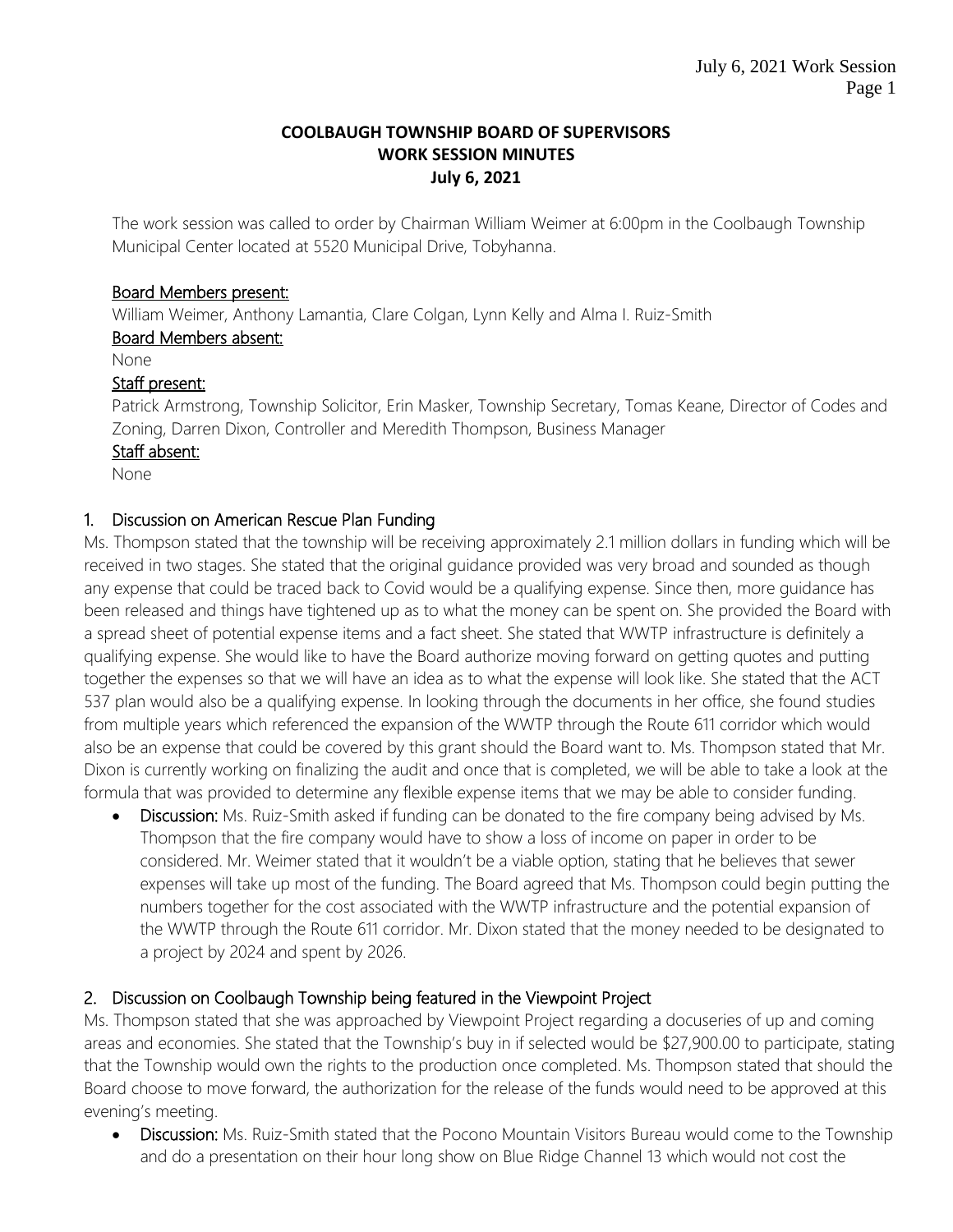# COOLBAUGH TOWNSHIP BOARD OF SUPERVISORS
## WORK SESSION MINUTES
### July 6, 2021

The work session was called to order by Chairman William Weimer at 6:00pm in the Coolbaugh Township Municipal Center located at 5520 Municipal Drive, Tobyhanna.

**Board Members present:**
William Weimer, Anthony Lamantia, Clare Colgan, Lynn Kelly and Alma I. Ruiz-Smith

**Board Members absent:**
None

**Staff present:**
Patrick Armstrong, Township Solicitor, Erin Masker, Township Secretary, Tomas Keane, Director of Codes and Zoning, Darren Dixon, Controller and Meredith Thompson, Business Manager

**Staff absent:**
None

## 1. Discussion on American Rescue Plan Funding

Ms. Thompson stated that the township will be receiving approximately 2.1 million dollars in funding which will be received in two stages. She stated that the original guidance provided was very broad and sounded as though any expense that could be traced back to Covid would be a qualifying expense. Since then, more guidance has been released and things have tightened up as to what the money can be spent on. She provided the Board with a spread sheet of potential expense items and a fact sheet. She stated that WWTP infrastructure is definitely a qualifying expense. She would like to have the Board authorize moving forward on getting quotes and putting together the expenses so that we will have an idea as to what the expense will look like. She stated that the ACT 537 plan would also be a qualifying expense. In looking through the documents in her office, she found studies from multiple years which referenced the expansion of the WWTP through the Route 611 corridor which would also be an expense that could be covered by this grant should the Board want to. Ms. Thompson stated that Mr. Dixon is currently working on finalizing the audit and once that is completed, we will be able to take a look at the formula that was provided to determine any flexible expense items that we may be able to consider funding.

- **Discussion:** Ms. Ruiz-Smith asked if funding can be donated to the fire company being advised by Ms. Thompson that the fire company would have to show a loss of income on paper in order to be considered. Mr. Weimer stated that it wouldn't be a viable option, stating that he believes that sewer expenses will take up most of the funding. The Board agreed that Ms. Thompson could begin putting the numbers together for the cost associated with the WWTP infrastructure and the potential expansion of the WWTP through the Route 611 corridor. Mr. Dixon stated that the money needed to be designated to a project by 2024 and spent by 2026.

## 2. Discussion on Coolbaugh Township being featured in the Viewpoint Project

Ms. Thompson stated that she was approached by Viewpoint Project regarding a docuseries of up and coming areas and economies. She stated that the Township's buy in if selected would be $27,900.00 to participate, stating that the Township would own the rights to the production once completed. Ms. Thompson stated that should the Board choose to move forward, the authorization for the release of the funds would need to be approved at this evening's meeting.

- **Discussion:** Ms. Ruiz-Smith stated that the Pocono Mountain Visitors Bureau would come to the Township and do a presentation on their hour long show on Blue Ridge Channel 13 which would not cost the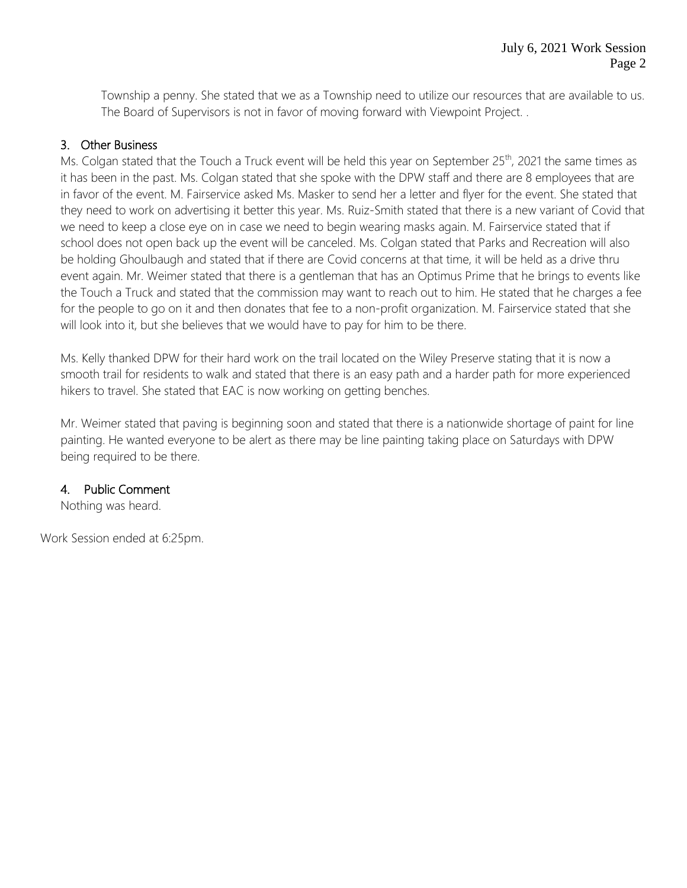Township a penny. She stated that we as a Township need to utilize our resources that are available to us. The Board of Supervisors is not in favor of moving forward with Viewpoint Project. .

## 3. Other Business

Ms. Colgan stated that the Touch a Truck event will be held this year on September 25th, 2021 the same times as it has been in the past. Ms. Colgan stated that she spoke with the DPW staff and there are 8 employees that are in favor of the event. M. Fairservice asked Ms. Masker to send her a letter and flyer for the event. She stated that they need to work on advertising it better this year. Ms. Ruiz-Smith stated that there is a new variant of Covid that we need to keep a close eye on in case we need to begin wearing masks again. M. Fairservice stated that if school does not open back up the event will be canceled. Ms. Colgan stated that Parks and Recreation will also be holding Ghoulbaugh and stated that if there are Covid concerns at that time, it will be held as a drive thru event again. Mr. Weimer stated that there is a gentleman that has an Optimus Prime that he brings to events like the Touch a Truck and stated that the commission may want to reach out to him. He stated that he charges a fee for the people to go on it and then donates that fee to a non-profit organization. M. Fairservice stated that she will look into it, but she believes that we would have to pay for him to be there.

Ms. Kelly thanked DPW for their hard work on the trail located on the Wiley Preserve stating that it is now a smooth trail for residents to walk and stated that there is an easy path and a harder path for more experienced hikers to travel. She stated that EAC is now working on getting benches.

Mr. Weimer stated that paving is beginning soon and stated that there is a nationwide shortage of paint for line painting. He wanted everyone to be alert as there may be line painting taking place on Saturdays with DPW being required to be there.

## 4. Public Comment

Nothing was heard.

Work Session ended at 6:25pm.